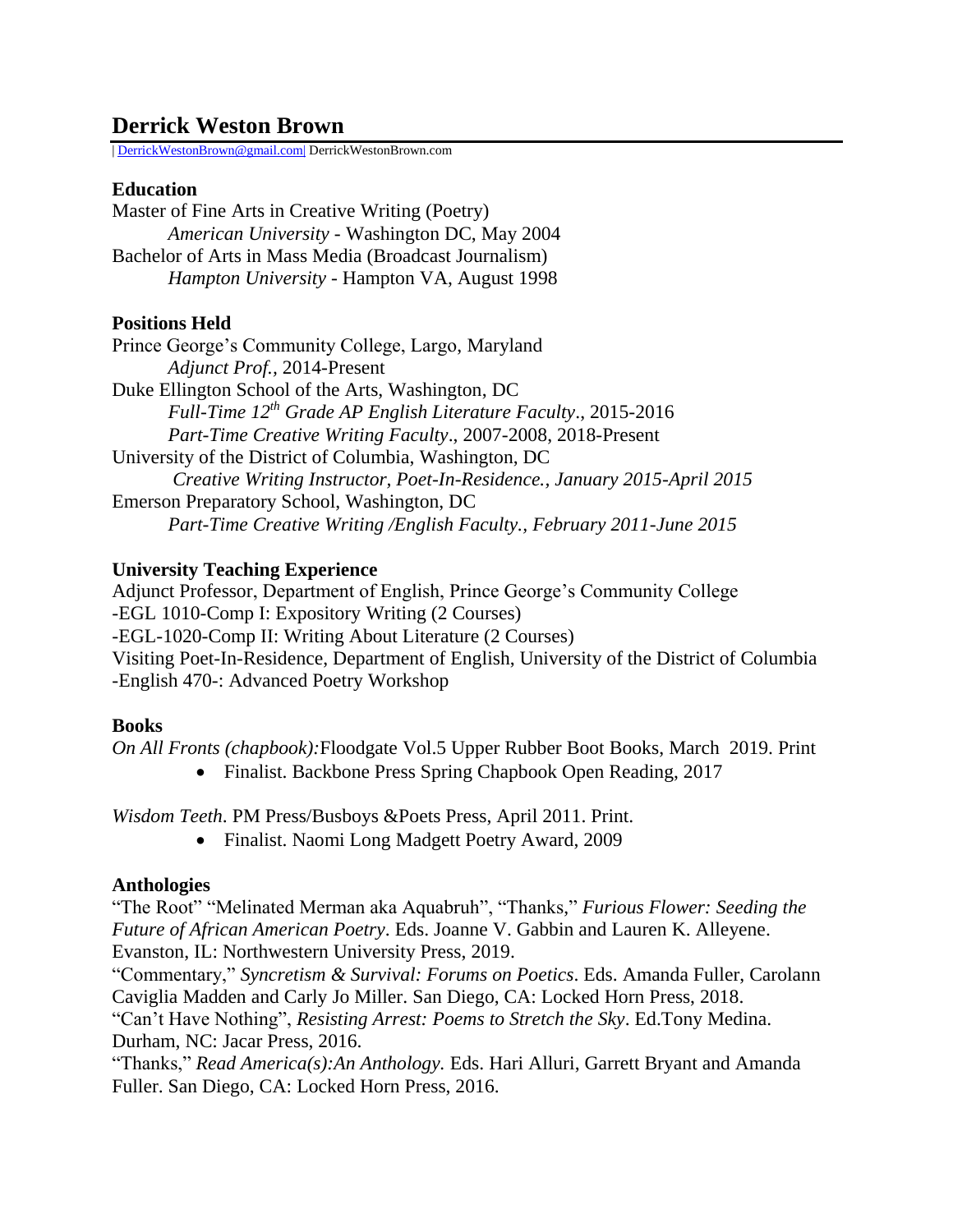# Derrick Weston Brown

| DerrickWestonBrown@gmail.com| DerrickWestonBrown.com

## Education

Master of Fine Arts in Creative Writing (Poetry)
*American University* - Washington DC, May 2004
Bachelor of Arts in Mass Media (Broadcast Journalism)
*Hampton University* - Hampton VA, August 1998

## Positions Held

Prince George's Community College, Largo, Maryland
*Adjunct Prof.*, 2014-Present
Duke Ellington School of the Arts, Washington, DC
*Full-Time 12th Grade AP English Literature Faculty*., 2015-2016
*Part-Time Creative Writing Faculty*., 2007-2008, 2018-Present
University of the District of Columbia, Washington, DC
*Creative Writing Instructor, Poet-In-Residence., January 2015-April 2015*
Emerson Preparatory School, Washington, DC
*Part-Time Creative Writing /English Faculty., February 2011-June 2015*

## University Teaching Experience

Adjunct Professor, Department of English, Prince George's Community College
-EGL 1010-Comp I: Expository Writing (2 Courses)
-EGL-1020-Comp II: Writing About Literature (2 Courses)
Visiting Poet-In-Residence, Department of English, University of the District of Columbia
-English 470-: Advanced Poetry Workshop

## Books

*On All Fronts (chapbook):*Floodgate Vol.5 Upper Rubber Boot Books, March 2019. Print

- Finalist. Backbone Press Spring Chapbook Open Reading, 2017

*Wisdom Teeth*. PM Press/Busboys &Poets Press, April 2011. Print.

- Finalist. Naomi Long Madgett Poetry Award, 2009

## Anthologies

"The Root" "Melinated Merman aka Aquabruh", "Thanks," *Furious Flower: Seeding the Future of African American Poetry*. Eds. Joanne V. Gabbin and Lauren K. Alleyene. Evanston, IL: Northwestern University Press, 2019.
"Commentary," *Syncretism & Survival: Forums on Poetics*. Eds. Amanda Fuller, Carolann Caviglia Madden and Carly Jo Miller. San Diego, CA: Locked Horn Press, 2018.
"Can't Have Nothing", *Resisting Arrest: Poems to Stretch the Sky*. Ed.Tony Medina. Durham, NC: Jacar Press, 2016.
"Thanks," *Read America(s):An Anthology.* Eds. Hari Alluri, Garrett Bryant and Amanda Fuller. San Diego, CA: Locked Horn Press, 2016.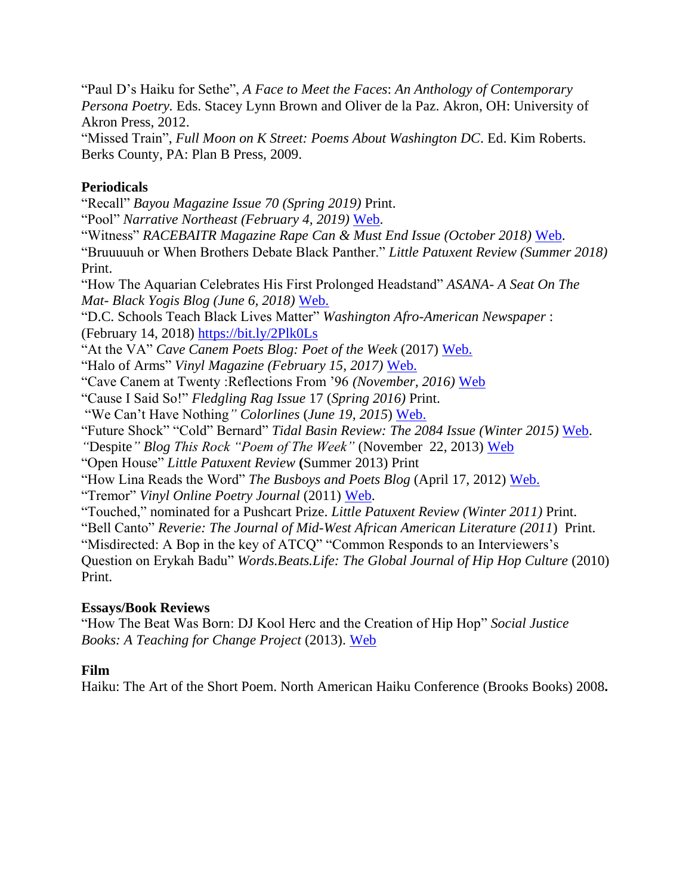"Paul D's Haiku for Sethe", *A Face to Meet the Faces*: *An Anthology of Contemporary Persona Poetry.* Eds. Stacey Lynn Brown and Oliver de la Paz. Akron, OH: University of Akron Press, 2012.
"Missed Train", *Full Moon on K Street: Poems About Washington DC*. Ed. Kim Roberts. Berks County, PA: Plan B Press, 2009.

**Periodicals**
"Recall" *Bayou Magazine Issue 70 (Spring 2019)* Print.
"Pool" *Narrative Northeast (February 4, 2019)* Web.
"Witness" *RACEBAITR Magazine Rape Can & Must End Issue (October 2018)* Web.
"Bruuuuuh or When Brothers Debate Black Panther." *Little Patuxent Review (Summer 2018)* Print.
"How The Aquarian Celebrates His First Prolonged Headstand" *ASANA- A Seat On The Mat- Black Yogis Blog (June 6, 2018)* Web.
"D.C. Schools Teach Black Lives Matter" *Washington Afro-American Newspaper* : (February 14, 2018) https://bit.ly/2Plk0Ls
"At the VA" *Cave Canem Poets Blog: Poet of the Week* (2017) Web.
"Halo of Arms" *Vinyl Magazine (February 15, 2017)* Web.
"Cave Canem at Twenty :Reflections From '96 *(November, 2016)* Web
"Cause I Said So!" *Fledgling Rag* Issue 17 (*Spring 2016)* Print.
"We Can't Have Nothing*" Colorlines* (*June 19, 2015*) Web.
"Future Shock" "Cold" Bernard" *Tidal Basin Review: The 2084 Issue (Winter 2015)* Web.
*"*Despite*" Blog This Rock "Poem of The Week"* (November 22, 2013) Web
"Open House" *Little Patuxent Review* **(**Summer 2013) Print
"How Lina Reads the Word" *The Busboys and Poets Blog* (April 17, 2012) Web.
"Tremor" *Vinyl Online Poetry Journal* (2011) Web.
"Touched," nominated for a Pushcart Prize. *Little Patuxent Review (Winter 2011)* Print.
"Bell Canto" *Reverie: The Journal of Mid-West African American Literature (2011*) Print.
"Misdirected: A Bop in the key of ATCQ" "Common Responds to an Interviewers's Question on Erykah Badu" *Words.Beats.Life: The Global Journal of Hip Hop Culture* (2010) Print.

**Essays/Book Reviews**
"How The Beat Was Born: DJ Kool Herc and the Creation of Hip Hop" *Social Justice Books: A Teaching for Change Project* (2013). Web

**Film**
Haiku: The Art of the Short Poem. North American Haiku Conference (Brooks Books) 2008**.**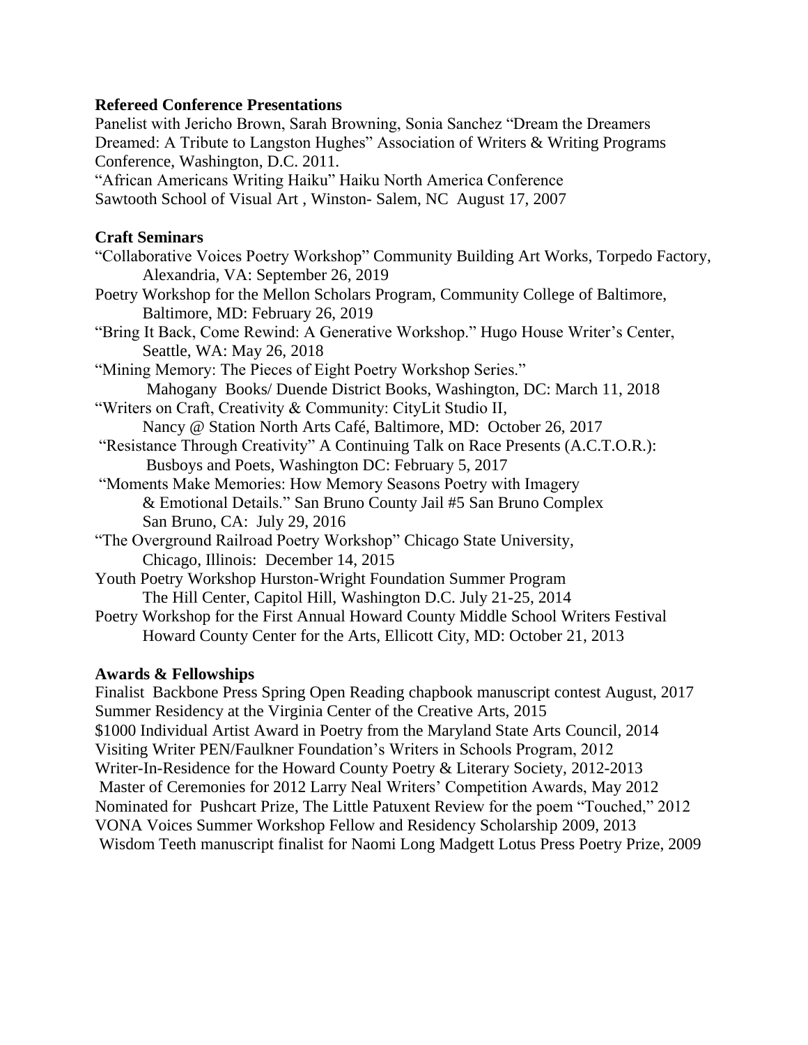**Refereed Conference Presentations**

Panelist with Jericho Brown, Sarah Browning, Sonia Sanchez "Dream the Dreamers Dreamed: A Tribute to Langston Hughes" Association of Writers & Writing Programs Conference, Washington, D.C. 2011.

"African Americans Writing Haiku" Haiku North America Conference Sawtooth School of Visual Art , Winston- Salem, NC August 17, 2007

**Craft Seminars**

"Collaborative Voices Poetry Workshop" Community Building Art Works, Torpedo Factory, Alexandria, VA: September 26, 2019

Poetry Workshop for the Mellon Scholars Program, Community College of Baltimore, Baltimore, MD: February 26, 2019

"Bring It Back, Come Rewind: A Generative Workshop." Hugo House Writer's Center, Seattle, WA: May 26, 2018

"Mining Memory: The Pieces of Eight Poetry Workshop Series." Mahogany Books/ Duende District Books, Washington, DC: March 11, 2018

"Writers on Craft, Creativity & Community: CityLit Studio II, Nancy @ Station North Arts Café, Baltimore, MD: October 26, 2017

"Resistance Through Creativity" A Continuing Talk on Race Presents (A.C.T.O.R.): Busboys and Poets, Washington DC: February 5, 2017

"Moments Make Memories: How Memory Seasons Poetry with Imagery & Emotional Details." San Bruno County Jail #5 San Bruno Complex San Bruno, CA: July 29, 2016

"The Overground Railroad Poetry Workshop" Chicago State University, Chicago, Illinois: December 14, 2015

Youth Poetry Workshop Hurston-Wright Foundation Summer Program The Hill Center, Capitol Hill, Washington D.C. July 21-25, 2014

Poetry Workshop for the First Annual Howard County Middle School Writers Festival Howard County Center for the Arts, Ellicott City, MD: October 21, 2013

**Awards & Fellowships**

Finalist Backbone Press Spring Open Reading chapbook manuscript contest August, 2017
Summer Residency at the Virginia Center of the Creative Arts, 2015
$1000 Individual Artist Award in Poetry from the Maryland State Arts Council, 2014
Visiting Writer PEN/Faulkner Foundation's Writers in Schools Program, 2012
Writer-In-Residence for the Howard County Poetry & Literary Society, 2012-2013
Master of Ceremonies for 2012 Larry Neal Writers' Competition Awards, May 2012
Nominated for Pushcart Prize, The Little Patuxent Review for the poem "Touched," 2012
VONA Voices Summer Workshop Fellow and Residency Scholarship 2009, 2013
Wisdom Teeth manuscript finalist for Naomi Long Madgett Lotus Press Poetry Prize, 2009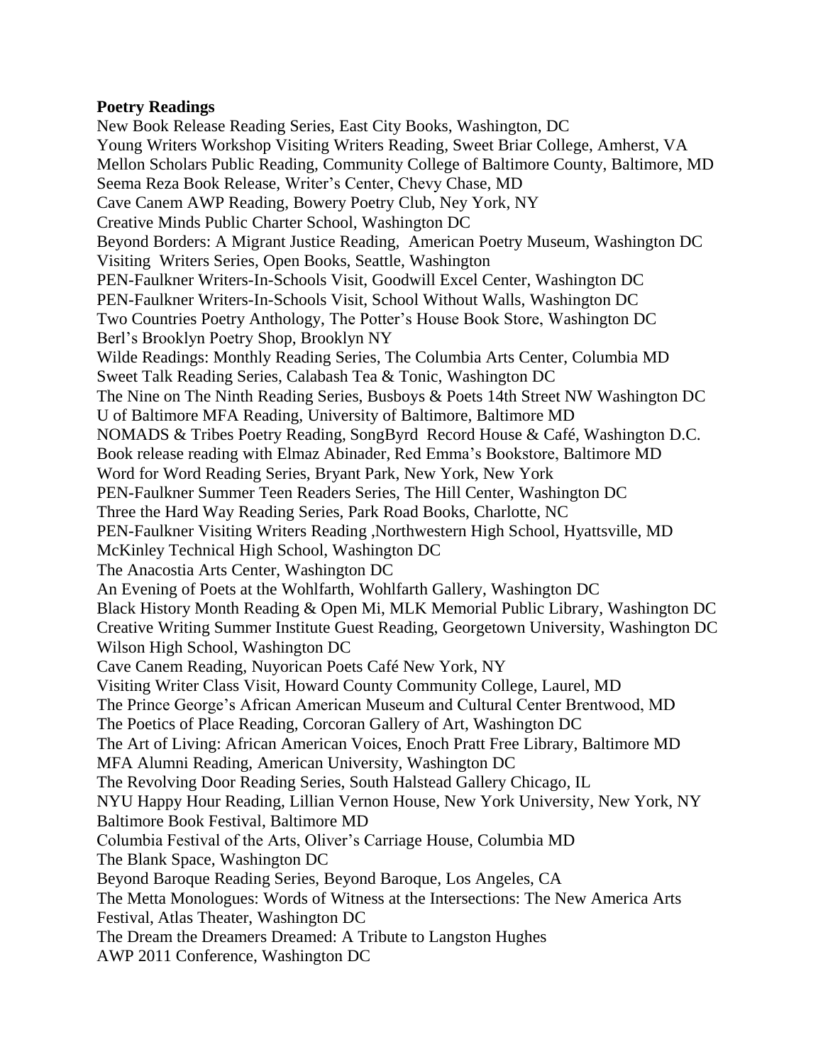**Poetry Readings**

New Book Release Reading Series, East City Books, Washington, DC
Young Writers Workshop Visiting Writers Reading, Sweet Briar College, Amherst, VA
Mellon Scholars Public Reading, Community College of Baltimore County, Baltimore, MD
Seema Reza Book Release, Writer's Center, Chevy Chase, MD
Cave Canem AWP Reading, Bowery Poetry Club, Ney York, NY
Creative Minds Public Charter School, Washington DC
Beyond Borders: A Migrant Justice Reading, American Poetry Museum, Washington DC
Visiting Writers Series, Open Books, Seattle, Washington
PEN-Faulkner Writers-In-Schools Visit, Goodwill Excel Center, Washington DC
PEN-Faulkner Writers-In-Schools Visit, School Without Walls, Washington DC
Two Countries Poetry Anthology, The Potter's House Book Store, Washington DC
Berl's Brooklyn Poetry Shop, Brooklyn NY
Wilde Readings: Monthly Reading Series, The Columbia Arts Center, Columbia MD
Sweet Talk Reading Series, Calabash Tea & Tonic, Washington DC
The Nine on The Ninth Reading Series, Busboys & Poets 14th Street NW Washington DC
U of Baltimore MFA Reading, University of Baltimore, Baltimore MD
NOMADS & Tribes Poetry Reading, SongByrd Record House & Café, Washington D.C.
Book release reading with Elmaz Abinader, Red Emma's Bookstore, Baltimore MD
Word for Word Reading Series, Bryant Park, New York, New York
PEN-Faulkner Summer Teen Readers Series, The Hill Center, Washington DC
Three the Hard Way Reading Series, Park Road Books, Charlotte, NC
PEN-Faulkner Visiting Writers Reading ,Northwestern High School, Hyattsville, MD
McKinley Technical High School, Washington DC
The Anacostia Arts Center, Washington DC
An Evening of Poets at the Wohlfarth, Wohlfarth Gallery, Washington DC
Black History Month Reading & Open Mi, MLK Memorial Public Library, Washington DC
Creative Writing Summer Institute Guest Reading, Georgetown University, Washington DC
Wilson High School, Washington DC
Cave Canem Reading, Nuyorican Poets Café New York, NY
Visiting Writer Class Visit, Howard County Community College, Laurel, MD
The Prince George's African American Museum and Cultural Center Brentwood, MD
The Poetics of Place Reading, Corcoran Gallery of Art, Washington DC
The Art of Living: African American Voices, Enoch Pratt Free Library, Baltimore MD
MFA Alumni Reading, American University, Washington DC
The Revolving Door Reading Series, South Halstead Gallery Chicago, IL
NYU Happy Hour Reading, Lillian Vernon House, New York University, New York, NY
Baltimore Book Festival, Baltimore MD
Columbia Festival of the Arts, Oliver's Carriage House, Columbia MD
The Blank Space, Washington DC
Beyond Baroque Reading Series, Beyond Baroque, Los Angeles, CA
The Metta Monologues: Words of Witness at the Intersections: The New America Arts Festival, Atlas Theater, Washington DC
The Dream the Dreamers Dreamed: A Tribute to Langston Hughes
AWP 2011 Conference, Washington DC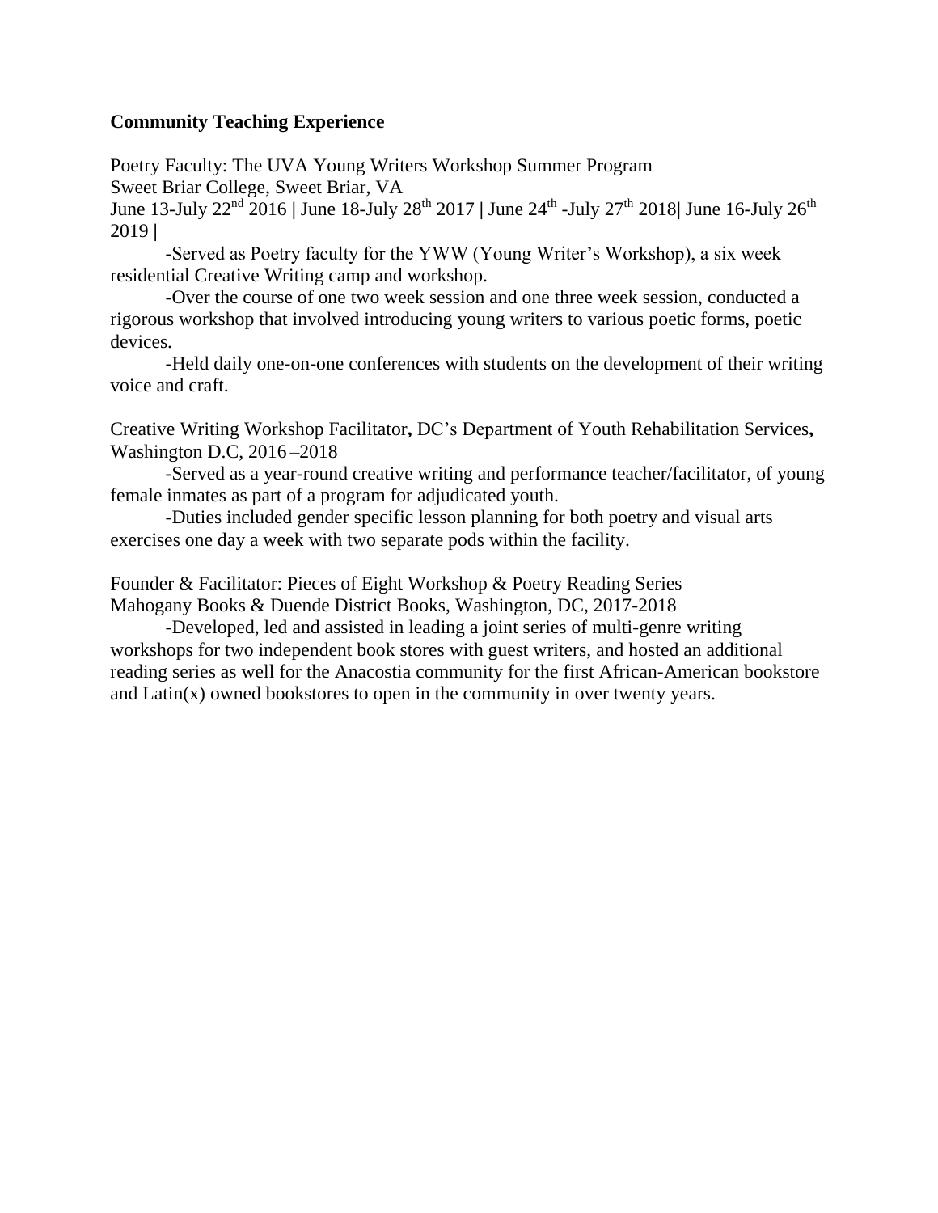**Community Teaching Experience**

Poetry Faculty: The UVA Young Writers Workshop Summer Program
Sweet Briar College, Sweet Briar, VA
June 13-July 22nd 2016 | June 18-July 28th 2017 | June 24th -July 27th 2018| June 16-July 26th 2019 |

-Served as Poetry faculty for the YWW (Young Writer's Workshop), a six week residential Creative Writing camp and workshop.

-Over the course of one two week session and one three week session, conducted a rigorous workshop that involved introducing young writers to various poetic forms, poetic devices.

-Held daily one-on-one conferences with students on the development of their writing voice and craft.

Creative Writing Workshop Facilitator**,** DC's Department of Youth Rehabilitation Services**,** Washington D.C, 2016 –2018

-Served as a year-round creative writing and performance teacher/facilitator, of young female inmates as part of a program for adjudicated youth.

-Duties included gender specific lesson planning for both poetry and visual arts exercises one day a week with two separate pods within the facility.

Founder & Facilitator: Pieces of Eight Workshop & Poetry Reading Series
Mahogany Books & Duende District Books, Washington, DC, 2017-2018

-Developed, led and assisted in leading a joint series of multi-genre writing workshops for two independent book stores with guest writers, and hosted an additional reading series as well for the Anacostia community for the first African-American bookstore and Latin(x) owned bookstores to open in the community in over twenty years.